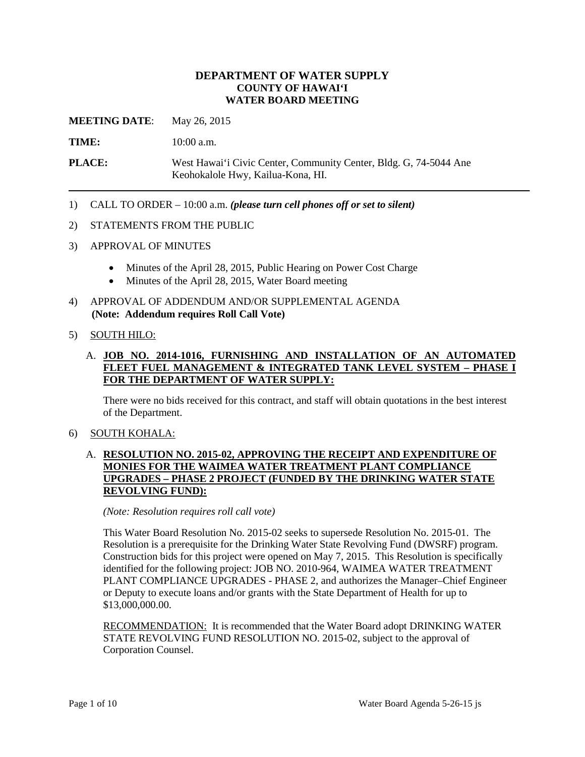# DEPARTMENT OF WATER SUPPLY
# COUNTY OF HAWAI'I
# WATER BOARD MEETING

**MEETING DATE**: May 26, 2015

**TIME:** 10:00 a.m.

**PLACE:** West Hawai'i Civic Center, Community Center, Bldg. G, 74-5044 Ane Keohokalole Hwy, Kailua-Kona, HI.

---

1) CALL TO ORDER – 10:00 a.m. ***(please turn cell phones off or set to silent)***

2) STATEMENTS FROM THE PUBLIC

3) APPROVAL OF MINUTES

   - Minutes of the April 28, 2015, Public Hearing on Power Cost Charge
   - Minutes of the April 28, 2015, Water Board meeting

4) APPROVAL OF ADDENDUM AND/OR SUPPLEMENTAL AGENDA
   **(Note: Addendum requires Roll Call Vote)**

5) SOUTH HILO:

   A. **JOB NO. 2014-1016, FURNISHING AND INSTALLATION OF AN AUTOMATED FLEET FUEL MANAGEMENT & INTEGRATED TANK LEVEL SYSTEM – PHASE I FOR THE DEPARTMENT OF WATER SUPPLY:**

   There were no bids received for this contract, and staff will obtain quotations in the best interest of the Department.

6) SOUTH KOHALA:

   A. **RESOLUTION NO. 2015-02, APPROVING THE RECEIPT AND EXPENDITURE OF MONIES FOR THE WAIMEA WATER TREATMENT PLANT COMPLIANCE UPGRADES – PHASE 2 PROJECT (FUNDED BY THE DRINKING WATER STATE REVOLVING FUND):**

   *(Note: Resolution requires roll call vote)*

   This Water Board Resolution No. 2015-02 seeks to supersede Resolution No. 2015-01. The Resolution is a prerequisite for the Drinking Water State Revolving Fund (DWSRF) program. Construction bids for this project were opened on May 7, 2015. This Resolution is specifically identified for the following project: JOB NO. 2010-964, WAIMEA WATER TREATMENT PLANT COMPLIANCE UPGRADES - PHASE 2, and authorizes the Manager–Chief Engineer or Deputy to execute loans and/or grants with the State Department of Health for up to $13,000,000.00.

   RECOMMENDATION: It is recommended that the Water Board adopt DRINKING WATER STATE REVOLVING FUND RESOLUTION NO. 2015-02, subject to the approval of Corporation Counsel.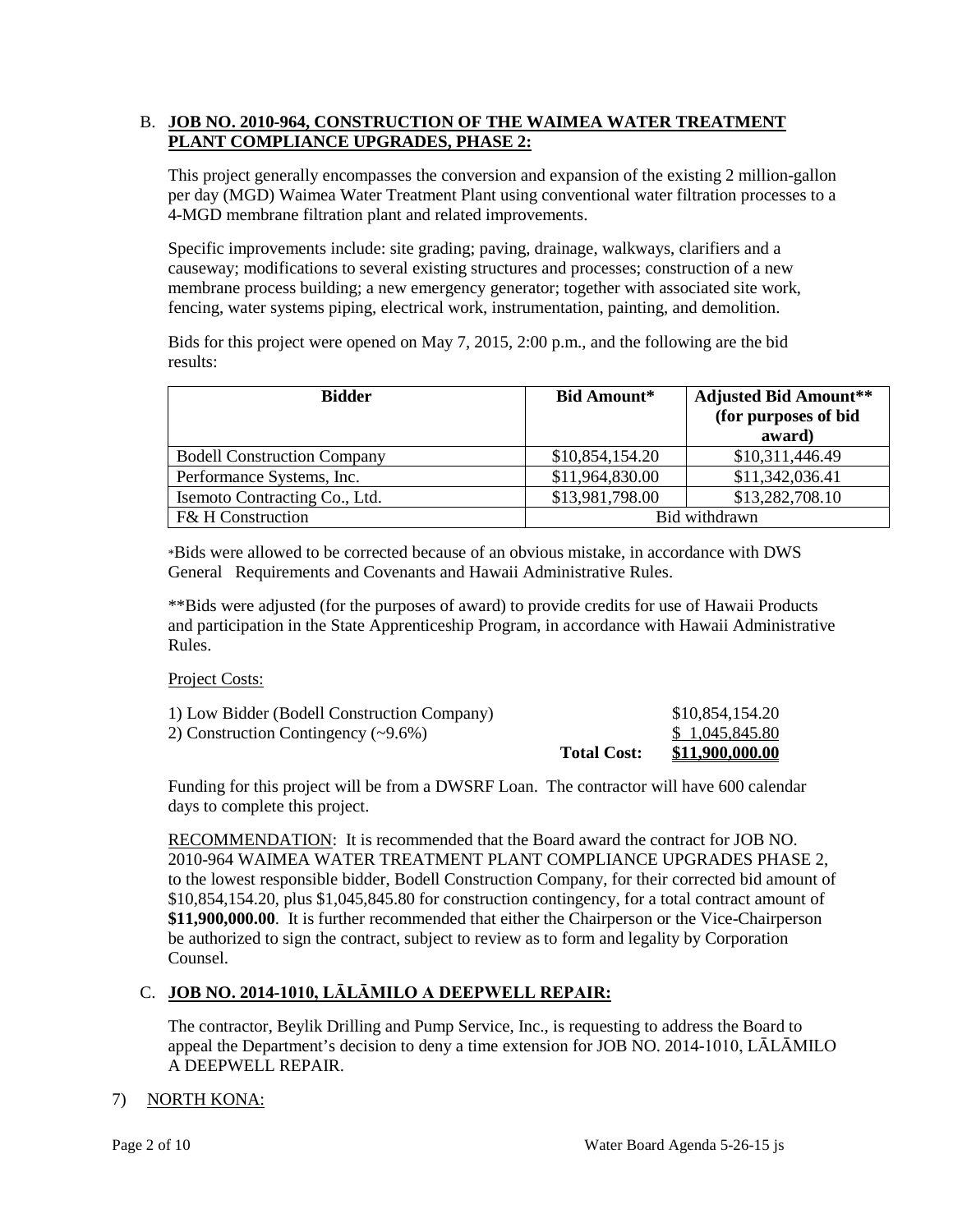B. **<u>JOB NO. 2010-964, CONSTRUCTION OF THE WAIMEA WATER TREATMENT PLANT COMPLIANCE UPGRADES, PHASE 2:</u>**

This project generally encompasses the conversion and expansion of the existing 2 million-gallon per day (MGD) Waimea Water Treatment Plant using conventional water filtration processes to a 4-MGD membrane filtration plant and related improvements.

Specific improvements include: site grading; paving, drainage, walkways, clarifiers and a causeway; modifications to several existing structures and processes; construction of a new membrane process building; a new emergency generator; together with associated site work, fencing, water systems piping, electrical work, instrumentation, painting, and demolition.

Bids for this project were opened on May 7, 2015, 2:00 p.m., and the following are the bid results:

| Bidder | Bid Amount* | Adjusted Bid Amount** (for purposes of bid award) |
|---|---|---|
| Bodell Construction Company | $10,854,154.20 | $10,311,446.49 |
| Performance Systems, Inc. | $11,964,830.00 | $11,342,036.41 |
| Isemoto Contracting Co., Ltd. | $13,981,798.00 | $13,282,708.10 |
| F& H Construction | Bid withdrawn | |

*Bids were allowed to be corrected because of an obvious mistake, in accordance with DWS General Requirements and Covenants and Hawaii Administrative Rules.

**Bids were adjusted (for the purposes of award) to provide credits for use of Hawaii Products and participation in the State Apprenticeship Program, in accordance with Hawaii Administrative Rules.

<u>Project Costs:</u>

| | | |
|---|---|---|
| 1) Low Bidder (Bodell Construction Company) | | $10,854,154.20 |
| 2) Construction Contingency (~9.6%) | | $ 1,045,845.80 |
| | **Total Cost:** | **$11,900,000.00** |

Funding for this project will be from a DWSRF Loan. The contractor will have 600 calendar days to complete this project.

<u>RECOMMENDATION</u>: It is recommended that the Board award the contract for JOB NO. 2010-964 WAIMEA WATER TREATMENT PLANT COMPLIANCE UPGRADES PHASE 2, to the lowest responsible bidder, Bodell Construction Company, for their corrected bid amount of $10,854,154.20, plus $1,045,845.80 for construction contingency, for a total contract amount of **$11,900,000.00**. It is further recommended that either the Chairperson or the Vice-Chairperson be authorized to sign the contract, subject to review as to form and legality by Corporation Counsel.

C. **<u>JOB NO. 2014-1010, LĀLĀMILO A DEEPWELL REPAIR:</u>**

The contractor, Beylik Drilling and Pump Service, Inc., is requesting to address the Board to appeal the Department's decision to deny a time extension for JOB NO. 2014-1010, LĀLĀMILO A DEEPWELL REPAIR.

7) <u>NORTH KONA:</u>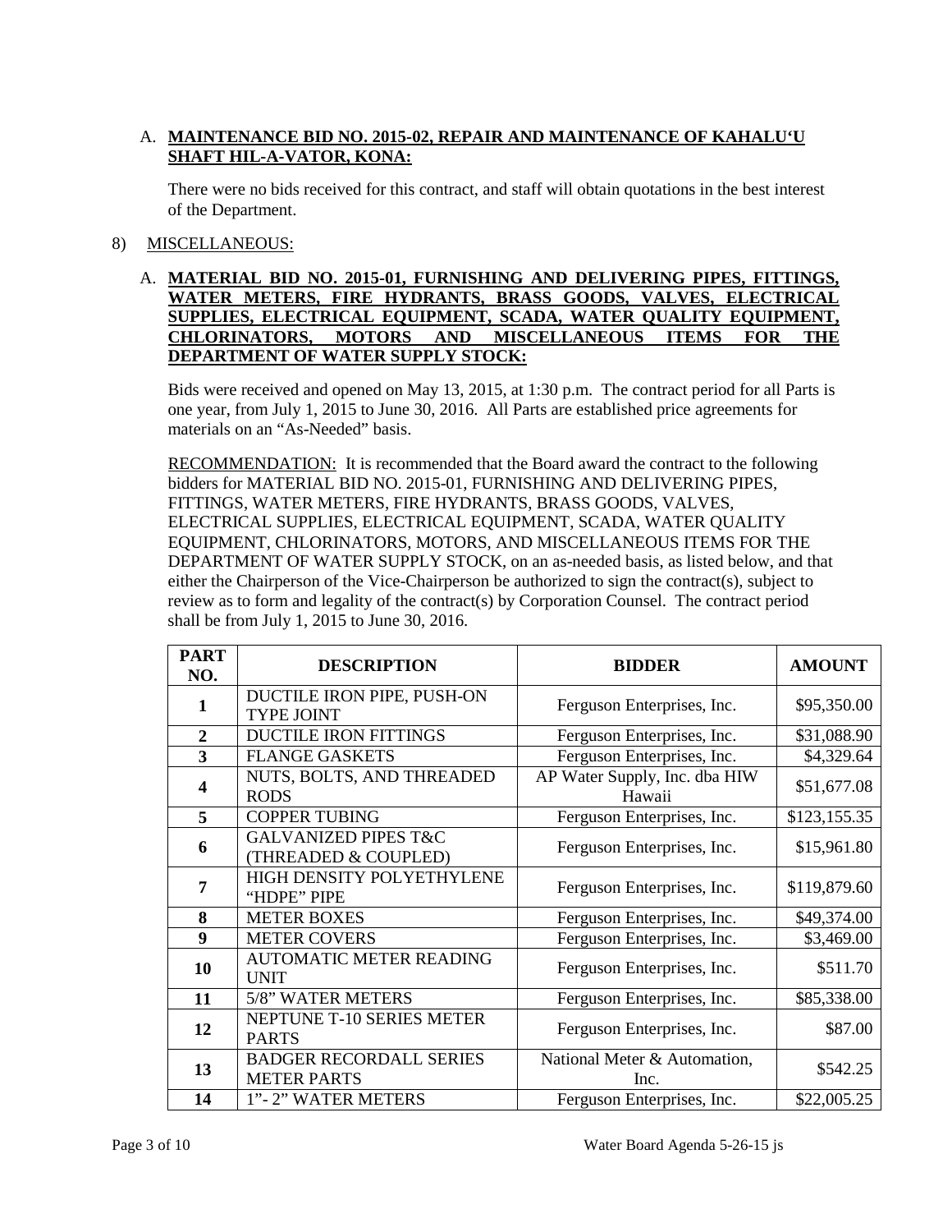A. **MAINTENANCE BID NO. 2015-02, REPAIR AND MAINTENANCE OF KAHALU'U SHAFT HIL-A-VATOR, KONA:**

There were no bids received for this contract, and staff will obtain quotations in the best interest of the Department.

8) MISCELLANEOUS:

A. **MATERIAL BID NO. 2015-01, FURNISHING AND DELIVERING PIPES, FITTINGS, WATER METERS, FIRE HYDRANTS, BRASS GOODS, VALVES, ELECTRICAL SUPPLIES, ELECTRICAL EQUIPMENT, SCADA, WATER QUALITY EQUIPMENT, CHLORINATORS, MOTORS AND MISCELLANEOUS ITEMS FOR THE DEPARTMENT OF WATER SUPPLY STOCK:**

Bids were received and opened on May 13, 2015, at 1:30 p.m. The contract period for all Parts is one year, from July 1, 2015 to June 30, 2016. All Parts are established price agreements for materials on an "As-Needed" basis.

RECOMMENDATION: It is recommended that the Board award the contract to the following bidders for MATERIAL BID NO. 2015-01, FURNISHING AND DELIVERING PIPES, FITTINGS, WATER METERS, FIRE HYDRANTS, BRASS GOODS, VALVES, ELECTRICAL SUPPLIES, ELECTRICAL EQUIPMENT, SCADA, WATER QUALITY EQUIPMENT, CHLORINATORS, MOTORS, AND MISCELLANEOUS ITEMS FOR THE DEPARTMENT OF WATER SUPPLY STOCK, on an as-needed basis, as listed below, and that either the Chairperson of the Vice-Chairperson be authorized to sign the contract(s), subject to review as to form and legality of the contract(s) by Corporation Counsel. The contract period shall be from July 1, 2015 to June 30, 2016.

| PART NO. | DESCRIPTION | BIDDER | AMOUNT |
|---|---|---|---|
| 1 | DUCTILE IRON PIPE, PUSH-ON TYPE JOINT | Ferguson Enterprises, Inc. | $95,350.00 |
| 2 | DUCTILE IRON FITTINGS | Ferguson Enterprises, Inc. | $31,088.90 |
| 3 | FLANGE GASKETS | Ferguson Enterprises, Inc. | $4,329.64 |
| 4 | NUTS, BOLTS, AND THREADED RODS | AP Water Supply, Inc. dba HIW Hawaii | $51,677.08 |
| 5 | COPPER TUBING | Ferguson Enterprises, Inc. | $123,155.35 |
| 6 | GALVANIZED PIPES T&C (THREADED & COUPLED) | Ferguson Enterprises, Inc. | $15,961.80 |
| 7 | HIGH DENSITY POLYETHYLENE "HDPE" PIPE | Ferguson Enterprises, Inc. | $119,879.60 |
| 8 | METER BOXES | Ferguson Enterprises, Inc. | $49,374.00 |
| 9 | METER COVERS | Ferguson Enterprises, Inc. | $3,469.00 |
| 10 | AUTOMATIC METER READING UNIT | Ferguson Enterprises, Inc. | $511.70 |
| 11 | 5/8" WATER METERS | Ferguson Enterprises, Inc. | $85,338.00 |
| 12 | NEPTUNE T-10 SERIES METER PARTS | Ferguson Enterprises, Inc. | $87.00 |
| 13 | BADGER RECORDALL SERIES METER PARTS | National Meter & Automation, Inc. | $542.25 |
| 14 | 1"- 2" WATER METERS | Ferguson Enterprises, Inc. | $22,005.25 |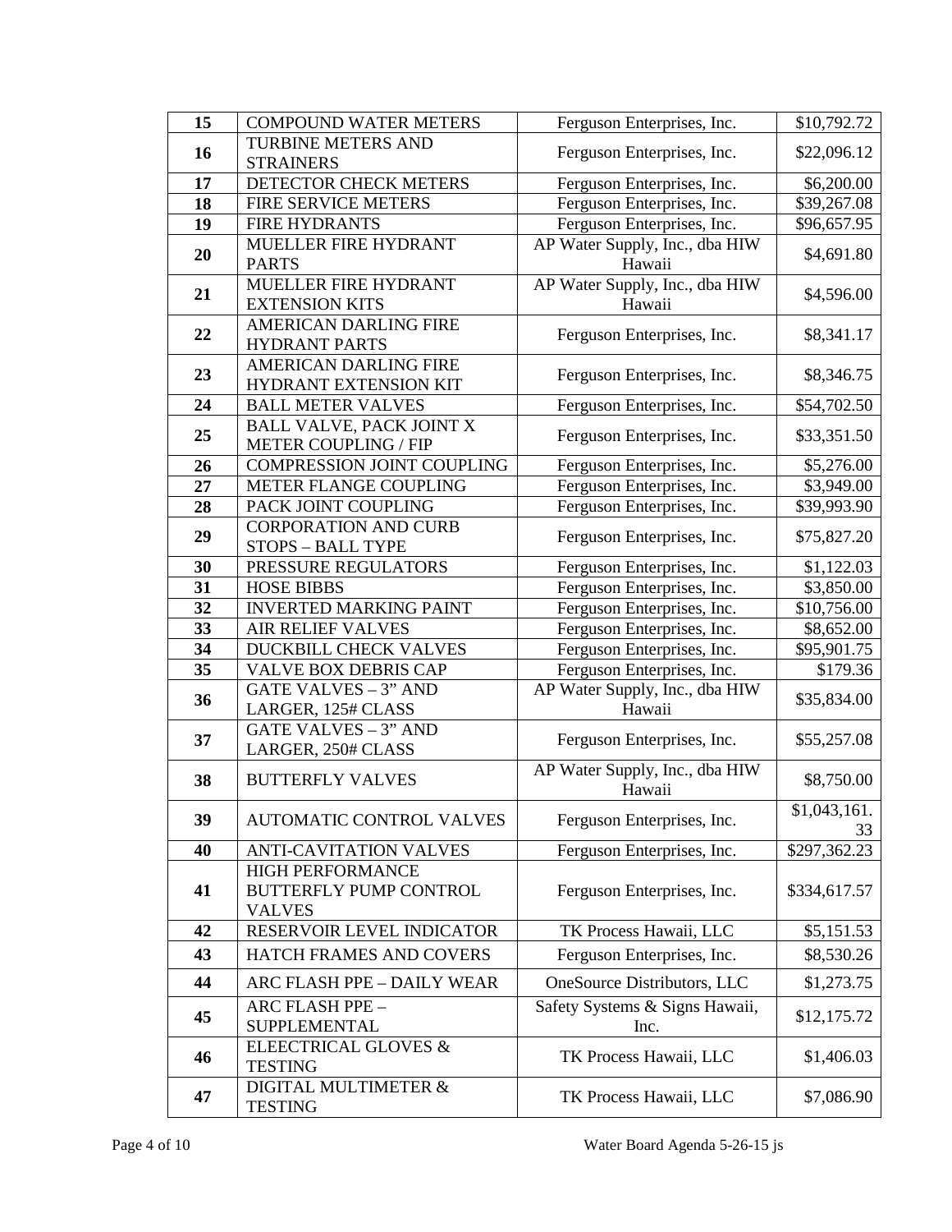| | | | |
|---|---|---|---|
| **15** | COMPOUND WATER METERS | Ferguson Enterprises, Inc. | $10,792.72 |
| **16** | TURBINE METERS AND STRAINERS | Ferguson Enterprises, Inc. | $22,096.12 |
| **17** | DETECTOR CHECK METERS | Ferguson Enterprises, Inc. | $6,200.00 |
| **18** | FIRE SERVICE METERS | Ferguson Enterprises, Inc. | $39,267.08 |
| **19** | FIRE HYDRANTS | Ferguson Enterprises, Inc. | $96,657.95 |
| **20** | MUELLER FIRE HYDRANT PARTS | AP Water Supply, Inc., dba HIW Hawaii | $4,691.80 |
| **21** | MUELLER FIRE HYDRANT EXTENSION KITS | AP Water Supply, Inc., dba HIW Hawaii | $4,596.00 |
| **22** | AMERICAN DARLING FIRE HYDRANT PARTS | Ferguson Enterprises, Inc. | $8,341.17 |
| **23** | AMERICAN DARLING FIRE HYDRANT EXTENSION KIT | Ferguson Enterprises, Inc. | $8,346.75 |
| **24** | BALL METER VALVES | Ferguson Enterprises, Inc. | $54,702.50 |
| **25** | BALL VALVE, PACK JOINT X METER COUPLING / FIP | Ferguson Enterprises, Inc. | $33,351.50 |
| **26** | COMPRESSION JOINT COUPLING | Ferguson Enterprises, Inc. | $5,276.00 |
| **27** | METER FLANGE COUPLING | Ferguson Enterprises, Inc. | $3,949.00 |
| **28** | PACK JOINT COUPLING | Ferguson Enterprises, Inc. | $39,993.90 |
| **29** | CORPORATION AND CURB STOPS – BALL TYPE | Ferguson Enterprises, Inc. | $75,827.20 |
| **30** | PRESSURE REGULATORS | Ferguson Enterprises, Inc. | $1,122.03 |
| **31** | HOSE BIBBS | Ferguson Enterprises, Inc. | $3,850.00 |
| **32** | INVERTED MARKING PAINT | Ferguson Enterprises, Inc. | $10,756.00 |
| **33** | AIR RELIEF VALVES | Ferguson Enterprises, Inc. | $8,652.00 |
| **34** | DUCKBILL CHECK VALVES | Ferguson Enterprises, Inc. | $95,901.75 |
| **35** | VALVE BOX DEBRIS CAP | Ferguson Enterprises, Inc. | $179.36 |
| **36** | GATE VALVES – 3" AND LARGER, 125# CLASS | AP Water Supply, Inc., dba HIW Hawaii | $35,834.00 |
| **37** | GATE VALVES – 3" AND LARGER, 250# CLASS | Ferguson Enterprises, Inc. | $55,257.08 |
| **38** | BUTTERFLY VALVES | AP Water Supply, Inc., dba HIW Hawaii | $8,750.00 |
| **39** | AUTOMATIC CONTROL VALVES | Ferguson Enterprises, Inc. | $1,043,161.33 |
| **40** | ANTI-CAVITATION VALVES | Ferguson Enterprises, Inc. | $297,362.23 |
| **41** | HIGH PERFORMANCE BUTTERFLY PUMP CONTROL VALVES | Ferguson Enterprises, Inc. | $334,617.57 |
| **42** | RESERVOIR LEVEL INDICATOR | TK Process Hawaii, LLC | $5,151.53 |
| **43** | HATCH FRAMES AND COVERS | Ferguson Enterprises, Inc. | $8,530.26 |
| **44** | ARC FLASH PPE – DAILY WEAR | OneSource Distributors, LLC | $1,273.75 |
| **45** | ARC FLASH PPE – SUPPLEMENTAL | Safety Systems & Signs Hawaii, Inc. | $12,175.72 |
| **46** | ELEECTRICAL GLOVES & TESTING | TK Process Hawaii, LLC | $1,406.03 |
| **47** | DIGITAL MULTIMETER & TESTING | TK Process Hawaii, LLC | $7,086.90 |

Water Board Agenda 5-26-15 js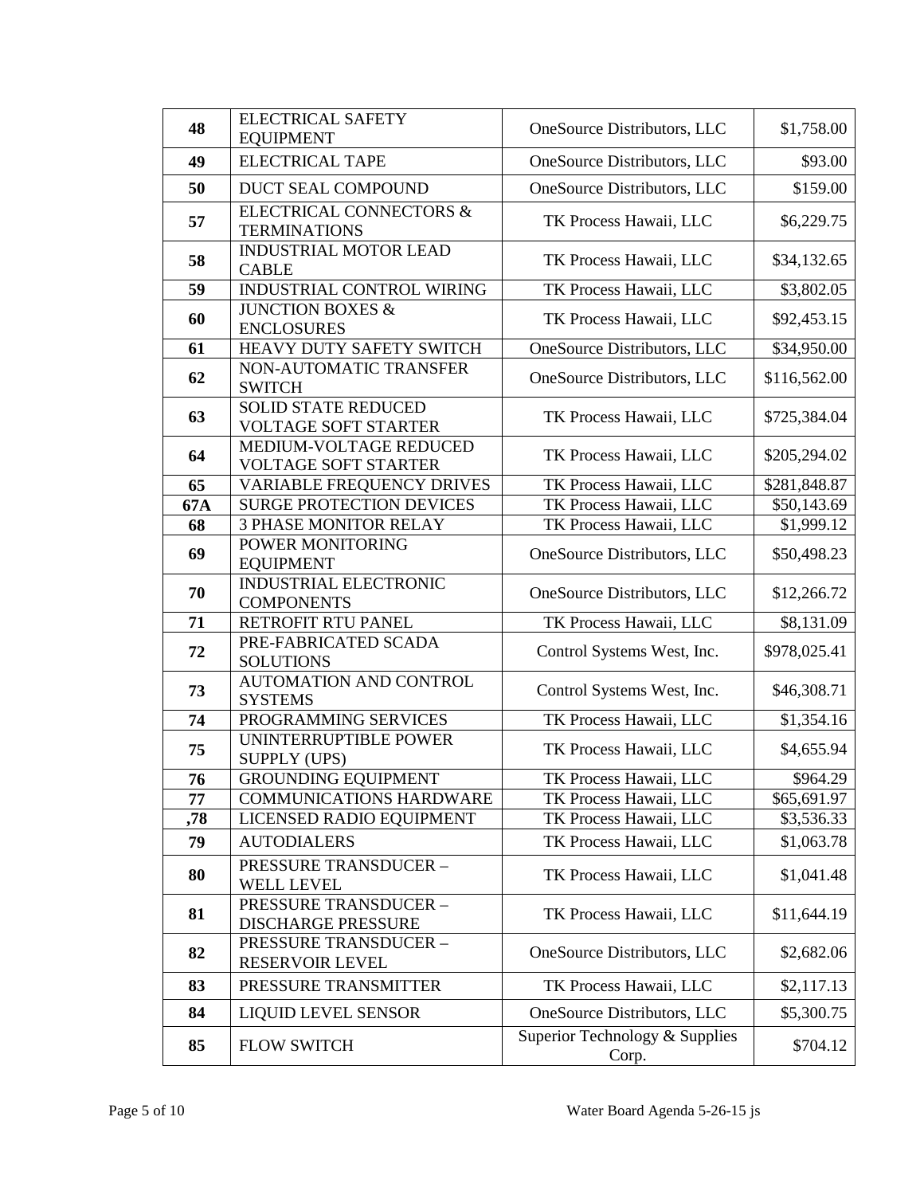| 48 | ELECTRICAL SAFETY EQUIPMENT | OneSource Distributors, LLC | $1,758.00 |
|---|---|---|---|
| 49 | ELECTRICAL TAPE | OneSource Distributors, LLC | $93.00 |
| 50 | DUCT SEAL COMPOUND | OneSource Distributors, LLC | $159.00 |
| 57 | ELECTRICAL CONNECTORS & TERMINATIONS | TK Process Hawaii, LLC | $6,229.75 |
| 58 | INDUSTRIAL MOTOR LEAD CABLE | TK Process Hawaii, LLC | $34,132.65 |
| 59 | INDUSTRIAL CONTROL WIRING | TK Process Hawaii, LLC | $3,802.05 |
| 60 | JUNCTION BOXES & ENCLOSURES | TK Process Hawaii, LLC | $92,453.15 |
| 61 | HEAVY DUTY SAFETY SWITCH | OneSource Distributors, LLC | $34,950.00 |
| 62 | NON-AUTOMATIC TRANSFER SWITCH | OneSource Distributors, LLC | $116,562.00 |
| 63 | SOLID STATE REDUCED VOLTAGE SOFT STARTER | TK Process Hawaii, LLC | $725,384.04 |
| 64 | MEDIUM-VOLTAGE REDUCED VOLTAGE SOFT STARTER | TK Process Hawaii, LLC | $205,294.02 |
| 65 | VARIABLE FREQUENCY DRIVES | TK Process Hawaii, LLC | $281,848.87 |
| 67A | SURGE PROTECTION DEVICES | TK Process Hawaii, LLC | $50,143.69 |
| 68 | 3 PHASE MONITOR RELAY | TK Process Hawaii, LLC | $1,999.12 |
| 69 | POWER MONITORING EQUIPMENT | OneSource Distributors, LLC | $50,498.23 |
| 70 | INDUSTRIAL ELECTRONIC COMPONENTS | OneSource Distributors, LLC | $12,266.72 |
| 71 | RETROFIT RTU PANEL | TK Process Hawaii, LLC | $8,131.09 |
| 72 | PRE-FABRICATED SCADA SOLUTIONS | Control Systems West, Inc. | $978,025.41 |
| 73 | AUTOMATION AND CONTROL SYSTEMS | Control Systems West, Inc. | $46,308.71 |
| 74 | PROGRAMMING SERVICES | TK Process Hawaii, LLC | $1,354.16 |
| 75 | UNINTERRUPTIBLE POWER SUPPLY (UPS) | TK Process Hawaii, LLC | $4,655.94 |
| 76 | GROUNDING EQUIPMENT | TK Process Hawaii, LLC | $964.29 |
| 77 | COMMUNICATIONS HARDWARE | TK Process Hawaii, LLC | $65,691.97 |
| ,78 | LICENSED RADIO EQUIPMENT | TK Process Hawaii, LLC | $3,536.33 |
| 79 | AUTODIALERS | TK Process Hawaii, LLC | $1,063.78 |
| 80 | PRESSURE TRANSDUCER – WELL LEVEL | TK Process Hawaii, LLC | $1,041.48 |
| 81 | PRESSURE TRANSDUCER – DISCHARGE PRESSURE | TK Process Hawaii, LLC | $11,644.19 |
| 82 | PRESSURE TRANSDUCER – RESERVOIR LEVEL | OneSource Distributors, LLC | $2,682.06 |
| 83 | PRESSURE TRANSMITTER | TK Process Hawaii, LLC | $2,117.13 |
| 84 | LIQUID LEVEL SENSOR | OneSource Distributors, LLC | $5,300.75 |
| 85 | FLOW SWITCH | Superior Technology & Supplies Corp. | $704.12 |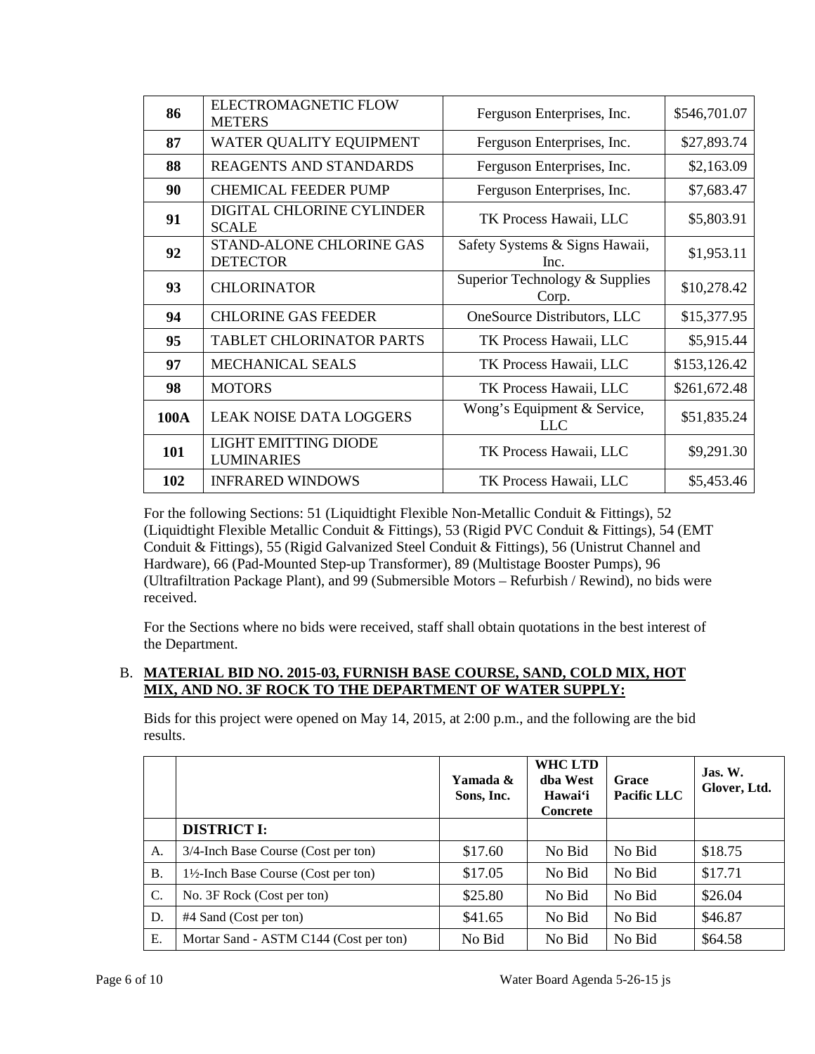| | | | |
|---|---|---|---|
| **86** | ELECTROMAGNETIC FLOW METERS | Ferguson Enterprises, Inc. | $546,701.07 |
| **87** | WATER QUALITY EQUIPMENT | Ferguson Enterprises, Inc. | $27,893.74 |
| **88** | REAGENTS AND STANDARDS | Ferguson Enterprises, Inc. | $2,163.09 |
| **90** | CHEMICAL FEEDER PUMP | Ferguson Enterprises, Inc. | $7,683.47 |
| **91** | DIGITAL CHLORINE CYLINDER SCALE | TK Process Hawaii, LLC | $5,803.91 |
| **92** | STAND-ALONE CHLORINE GAS DETECTOR | Safety Systems & Signs Hawaii, Inc. | $1,953.11 |
| **93** | CHLORINATOR | Superior Technology & Supplies Corp. | $10,278.42 |
| **94** | CHLORINE GAS FEEDER | OneSource Distributors, LLC | $15,377.95 |
| **95** | TABLET CHLORINATOR PARTS | TK Process Hawaii, LLC | $5,915.44 |
| **97** | MECHANICAL SEALS | TK Process Hawaii, LLC | $153,126.42 |
| **98** | MOTORS | TK Process Hawaii, LLC | $261,672.48 |
| **100A** | LEAK NOISE DATA LOGGERS | Wong's Equipment & Service, LLC | $51,835.24 |
| **101** | LIGHT EMITTING DIODE LUMINARIES | TK Process Hawaii, LLC | $9,291.30 |
| **102** | INFRARED WINDOWS | TK Process Hawaii, LLC | $5,453.46 |

For the following Sections: 51 (Liquidtight Flexible Non-Metallic Conduit & Fittings), 52 (Liquidtight Flexible Metallic Conduit & Fittings), 53 (Rigid PVC Conduit & Fittings), 54 (EMT Conduit & Fittings), 55 (Rigid Galvanized Steel Conduit & Fittings), 56 (Unistrut Channel and Hardware), 66 (Pad-Mounted Step-up Transformer), 89 (Multistage Booster Pumps), 96 (Ultrafiltration Package Plant), and 99 (Submersible Motors – Refurbish / Rewind), no bids were received.

For the Sections where no bids were received, staff shall obtain quotations in the best interest of the Department.

B. **MATERIAL BID NO. 2015-03, FURNISH BASE COURSE, SAND, COLD MIX, HOT MIX, AND NO. 3F ROCK TO THE DEPARTMENT OF WATER SUPPLY:**

Bids for this project were opened on May 14, 2015, at 2:00 p.m., and the following are the bid results.

| | | Yamada & Sons, Inc. | WHC LTD dba West Hawai'i Concrete | Grace Pacific LLC | Jas. W. Glover, Ltd. |
|---|---|---|---|---|---|
| | **DISTRICT I:** | | | | |
| A. | 3/4-Inch Base Course (Cost per ton) | $17.60 | No Bid | No Bid | $18.75 |
| B. | 1½-Inch Base Course (Cost per ton) | $17.05 | No Bid | No Bid | $17.71 |
| C. | No. 3F Rock (Cost per ton) | $25.80 | No Bid | No Bid | $26.04 |
| D. | #4 Sand (Cost per ton) | $41.65 | No Bid | No Bid | $46.87 |
| E. | Mortar Sand - ASTM C144 (Cost per ton) | No Bid | No Bid | No Bid | $64.58 |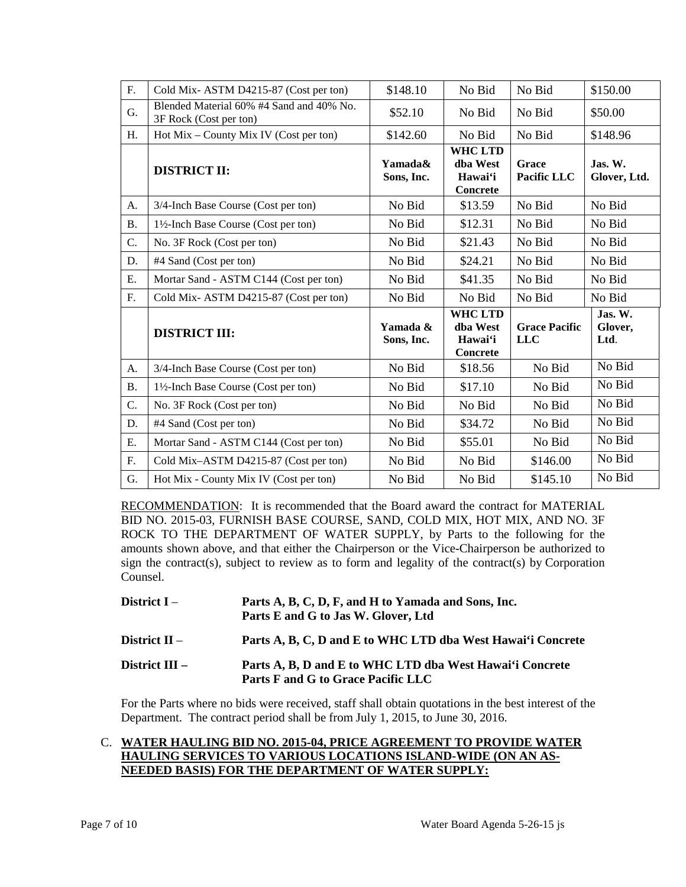| F. | Cold Mix- ASTM D4215-87 (Cost per ton) | $148.10 | No Bid | No Bid | $150.00 |
|---|---|---|---|---|---|
| G. | Blended Material 60% #4 Sand and 40% No. 3F Rock (Cost per ton) | $52.10 | No Bid | No Bid | $50.00 |
| H. | Hot Mix – County Mix IV (Cost per ton) | $142.60 | No Bid | No Bid | $148.96 |
| | **DISTRICT II:** | **Yamada& Sons, Inc.** | **WHC LTD dba West Hawai'i Concrete** | **Grace Pacific LLC** | **Jas. W. Glover, Ltd.** |
| A. | 3/4-Inch Base Course (Cost per ton) | No Bid | $13.59 | No Bid | No Bid |
| B. | 1½-Inch Base Course (Cost per ton) | No Bid | $12.31 | No Bid | No Bid |
| C. | No. 3F Rock (Cost per ton) | No Bid | $21.43 | No Bid | No Bid |
| D. | #4 Sand (Cost per ton) | No Bid | $24.21 | No Bid | No Bid |
| E. | Mortar Sand - ASTM C144 (Cost per ton) | No Bid | $41.35 | No Bid | No Bid |
| F. | Cold Mix- ASTM D4215-87 (Cost per ton) | No Bid | No Bid | No Bid | No Bid |
| | **DISTRICT III:** | **Yamada & Sons, Inc.** | **WHC LTD dba West Hawai'i Concrete** | **Grace Pacific LLC** | **Jas. W. Glover, Ltd.** |
| A. | 3/4-Inch Base Course (Cost per ton) | No Bid | $18.56 | No Bid | No Bid |
| B. | 1½-Inch Base Course (Cost per ton) | No Bid | $17.10 | No Bid | No Bid |
| C. | No. 3F Rock (Cost per ton) | No Bid | No Bid | No Bid | No Bid |
| D. | #4 Sand (Cost per ton) | No Bid | $34.72 | No Bid | No Bid |
| E. | Mortar Sand - ASTM C144 (Cost per ton) | No Bid | $55.01 | No Bid | No Bid |
| F. | Cold Mix–ASTM D4215-87 (Cost per ton) | No Bid | No Bid | $146.00 | No Bid |
| G. | Hot Mix - County Mix IV (Cost per ton) | No Bid | No Bid | $145.10 | No Bid |

RECOMMENDATION: It is recommended that the Board award the contract for MATERIAL BID NO. 2015-03, FURNISH BASE COURSE, SAND, COLD MIX, HOT MIX, AND NO. 3F ROCK TO THE DEPARTMENT OF WATER SUPPLY, by Parts to the following for the amounts shown above, and that either the Chairperson or the Vice-Chairperson be authorized to sign the contract(s), subject to review as to form and legality of the contract(s) by Corporation Counsel.

**District I** – **Parts A, B, C, D, F, and H to Yamada and Sons, Inc.**
**Parts E and G to Jas W. Glover, Ltd**

**District II** – **Parts A, B, C, D and E to WHC LTD dba West Hawai'i Concrete**

**District III – Parts A, B, D and E to WHC LTD dba West Hawai'i Concrete**
**Parts F and G to Grace Pacific LLC**

For the Parts where no bids were received, staff shall obtain quotations in the best interest of the Department. The contract period shall be from July 1, 2015, to June 30, 2016.

C. **WATER HAULING BID NO. 2015-04, PRICE AGREEMENT TO PROVIDE WATER HAULING SERVICES TO VARIOUS LOCATIONS ISLAND-WIDE (ON AN AS-NEEDED BASIS) FOR THE DEPARTMENT OF WATER SUPPLY:**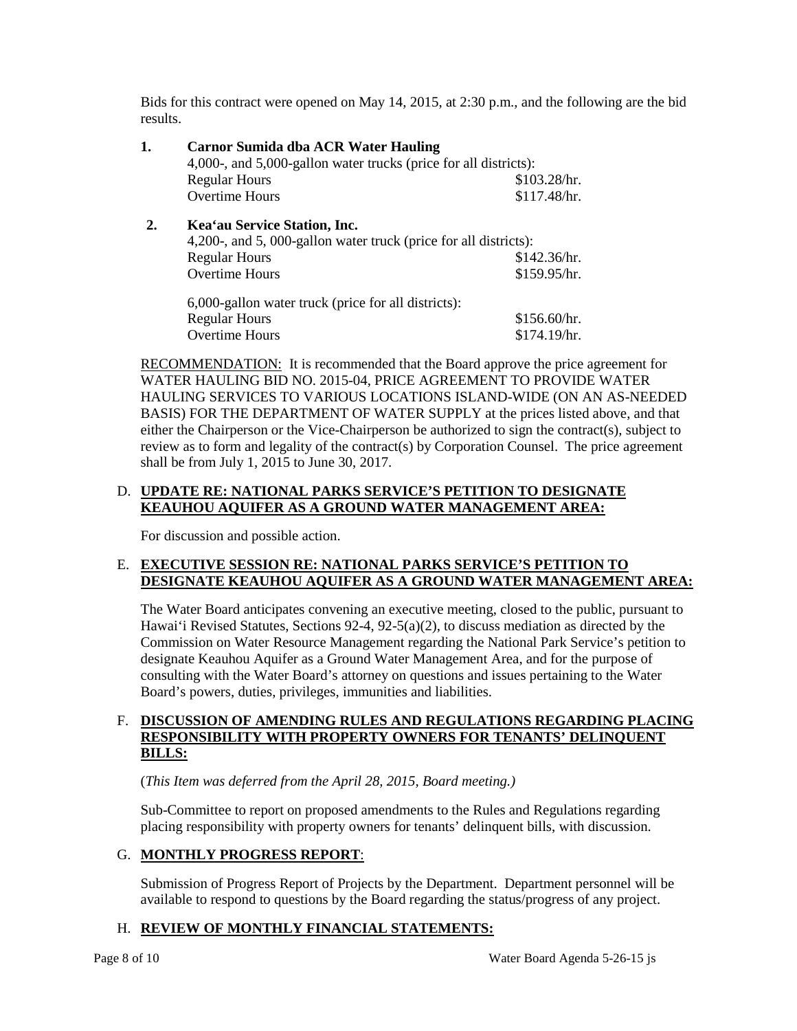Bids for this contract were opened on May 14, 2015, at 2:30 p.m., and the following are the bid results.

1. **Carnor Sumida dba ACR Water Hauling**

   4,000-, and 5,000-gallon water trucks (price for all districts):

   | | |
   |---|---|
   | Regular Hours | \$103.28/hr. |
   | Overtime Hours | \$117.48/hr. |

2. **Kea'au Service Station, Inc.**

   4,200-, and 5, 000-gallon water truck (price for all districts):

   | | |
   |---|---|
   | Regular Hours | \$142.36/hr. |
   | Overtime Hours | \$159.95/hr. |

   6,000-gallon water truck (price for all districts):

   | | |
   |---|---|
   | Regular Hours | \$156.60/hr. |
   | Overtime Hours | \$174.19/hr. |

RECOMMENDATION: It is recommended that the Board approve the price agreement for WATER HAULING BID NO. 2015-04, PRICE AGREEMENT TO PROVIDE WATER HAULING SERVICES TO VARIOUS LOCATIONS ISLAND-WIDE (ON AN AS-NEEDED BASIS) FOR THE DEPARTMENT OF WATER SUPPLY at the prices listed above, and that either the Chairperson or the Vice-Chairperson be authorized to sign the contract(s), subject to review as to form and legality of the contract(s) by Corporation Counsel. The price agreement shall be from July 1, 2015 to June 30, 2017.

D. **UPDATE RE: NATIONAL PARKS SERVICE'S PETITION TO DESIGNATE KEAUHOU AQUIFER AS A GROUND WATER MANAGEMENT AREA:**

For discussion and possible action.

E. **EXECUTIVE SESSION RE: NATIONAL PARKS SERVICE'S PETITION TO DESIGNATE KEAUHOU AQUIFER AS A GROUND WATER MANAGEMENT AREA:**

The Water Board anticipates convening an executive meeting, closed to the public, pursuant to Hawai'i Revised Statutes, Sections 92-4, 92-5(a)(2), to discuss mediation as directed by the Commission on Water Resource Management regarding the National Park Service's petition to designate Keauhou Aquifer as a Ground Water Management Area, and for the purpose of consulting with the Water Board's attorney on questions and issues pertaining to the Water Board's powers, duties, privileges, immunities and liabilities.

F. **DISCUSSION OF AMENDING RULES AND REGULATIONS REGARDING PLACING RESPONSIBILITY WITH PROPERTY OWNERS FOR TENANTS' DELINQUENT BILLS:**

(*This Item was deferred from the April 28, 2015, Board meeting.)*

Sub-Committee to report on proposed amendments to the Rules and Regulations regarding placing responsibility with property owners for tenants' delinquent bills, with discussion.

G. **MONTHLY PROGRESS REPORT**:

Submission of Progress Report of Projects by the Department. Department personnel will be available to respond to questions by the Board regarding the status/progress of any project.

H. **REVIEW OF MONTHLY FINANCIAL STATEMENTS:**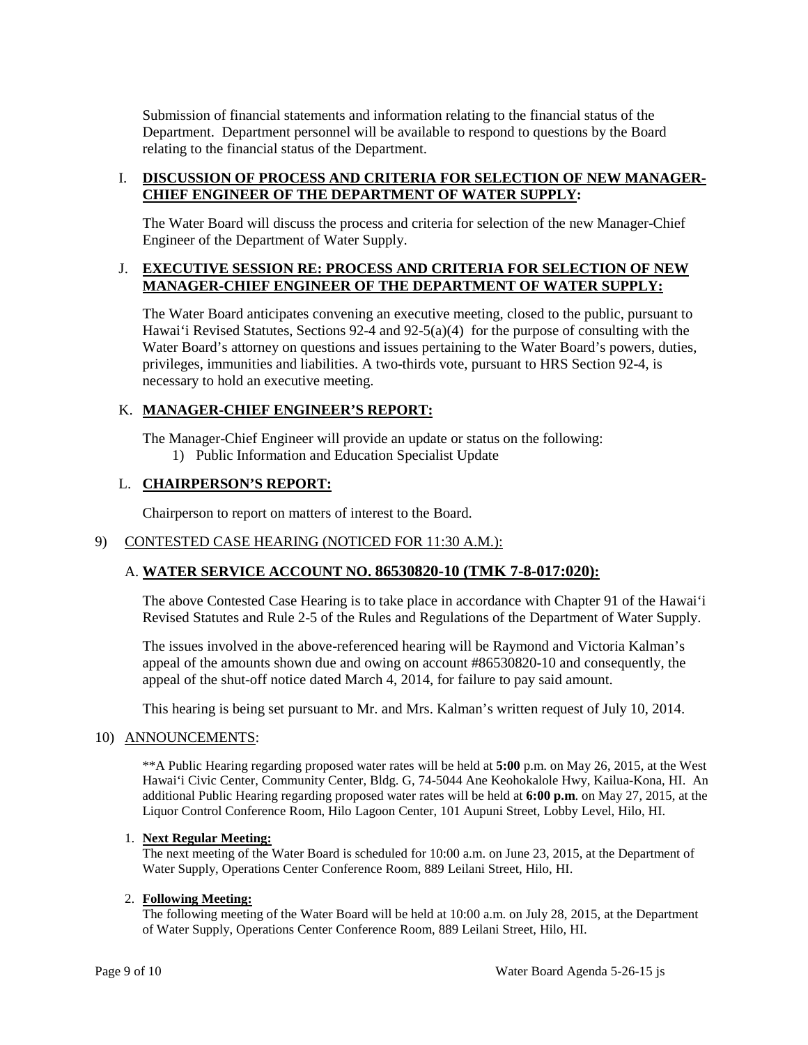Submission of financial statements and information relating to the financial status of the Department. Department personnel will be available to respond to questions by the Board relating to the financial status of the Department.

I. **DISCUSSION OF PROCESS AND CRITERIA FOR SELECTION OF NEW MANAGER-CHIEF ENGINEER OF THE DEPARTMENT OF WATER SUPPLY:**

The Water Board will discuss the process and criteria for selection of the new Manager-Chief Engineer of the Department of Water Supply.

J. **EXECUTIVE SESSION RE: PROCESS AND CRITERIA FOR SELECTION OF NEW MANAGER-CHIEF ENGINEER OF THE DEPARTMENT OF WATER SUPPLY:**

The Water Board anticipates convening an executive meeting, closed to the public, pursuant to Hawai'i Revised Statutes, Sections 92-4 and 92-5(a)(4) for the purpose of consulting with the Water Board's attorney on questions and issues pertaining to the Water Board's powers, duties, privileges, immunities and liabilities. A two-thirds vote, pursuant to HRS Section 92-4, is necessary to hold an executive meeting.

K. **MANAGER-CHIEF ENGINEER'S REPORT:**

The Manager-Chief Engineer will provide an update or status on the following:

1) Public Information and Education Specialist Update

L. **CHAIRPERSON'S REPORT:**

Chairperson to report on matters of interest to the Board.

9) CONTESTED CASE HEARING (NOTICED FOR 11:30 A.M.):

A. **WATER SERVICE ACCOUNT NO. 86530820-10 (TMK 7-8-017:020):**

The above Contested Case Hearing is to take place in accordance with Chapter 91 of the Hawai'i Revised Statutes and Rule 2-5 of the Rules and Regulations of the Department of Water Supply.

The issues involved in the above-referenced hearing will be Raymond and Victoria Kalman's appeal of the amounts shown due and owing on account #86530820-10 and consequently, the appeal of the shut-off notice dated March 4, 2014, for failure to pay said amount.

This hearing is being set pursuant to Mr. and Mrs. Kalman's written request of July 10, 2014.

10) ANNOUNCEMENTS:

**A Public Hearing regarding proposed water rates will be held at **5:00** p.m. on May 26, 2015, at the West Hawai'i Civic Center, Community Center, Bldg. G, 74-5044 Ane Keohokalole Hwy, Kailua-Kona, HI. An additional Public Hearing regarding proposed water rates will be held at **6:00 p.m**. on May 27, 2015, at the Liquor Control Conference Room, Hilo Lagoon Center, 101 Aupuni Street, Lobby Level, Hilo, HI.

1. **Next Regular Meeting:**
   The next meeting of the Water Board is scheduled for 10:00 a.m. on June 23, 2015, at the Department of Water Supply, Operations Center Conference Room, 889 Leilani Street, Hilo, HI.

2. **Following Meeting:**
   The following meeting of the Water Board will be held at 10:00 a.m. on July 28, 2015, at the Department of Water Supply, Operations Center Conference Room, 889 Leilani Street, Hilo, HI.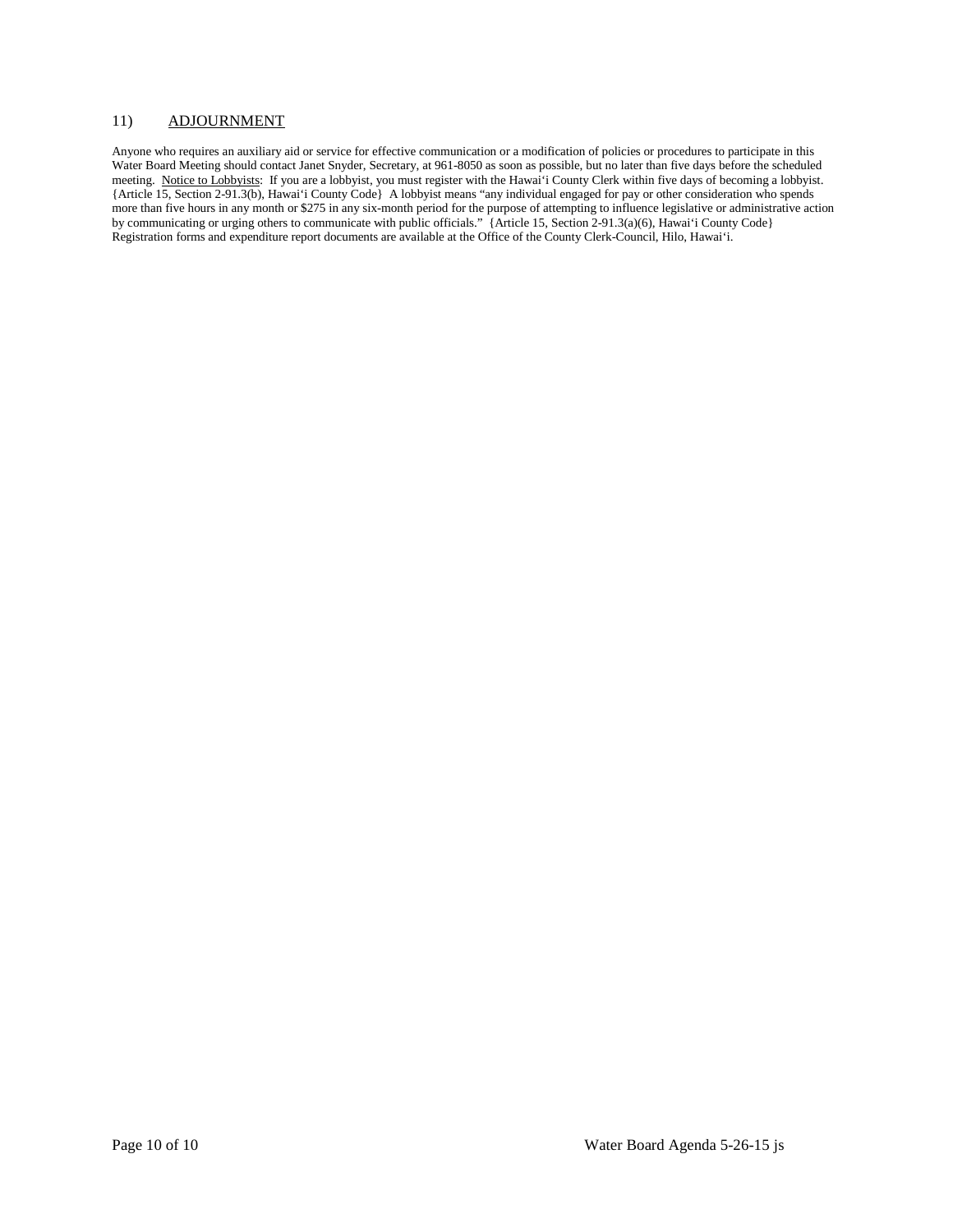## 11) ADJOURNMENT

Anyone who requires an auxiliary aid or service for effective communication or a modification of policies or procedures to participate in this Water Board Meeting should contact Janet Snyder, Secretary, at 961-8050 as soon as possible, but no later than five days before the scheduled meeting. Notice to Lobbyists: If you are a lobbyist, you must register with the Hawai'i County Clerk within five days of becoming a lobbyist. {Article 15, Section 2-91.3(b), Hawai'i County Code} A lobbyist means "any individual engaged for pay or other consideration who spends more than five hours in any month or $275 in any six-month period for the purpose of attempting to influence legislative or administrative action by communicating or urging others to communicate with public officials." {Article 15, Section 2-91.3(a)(6), Hawai'i County Code} Registration forms and expenditure report documents are available at the Office of the County Clerk-Council, Hilo, Hawai'i.